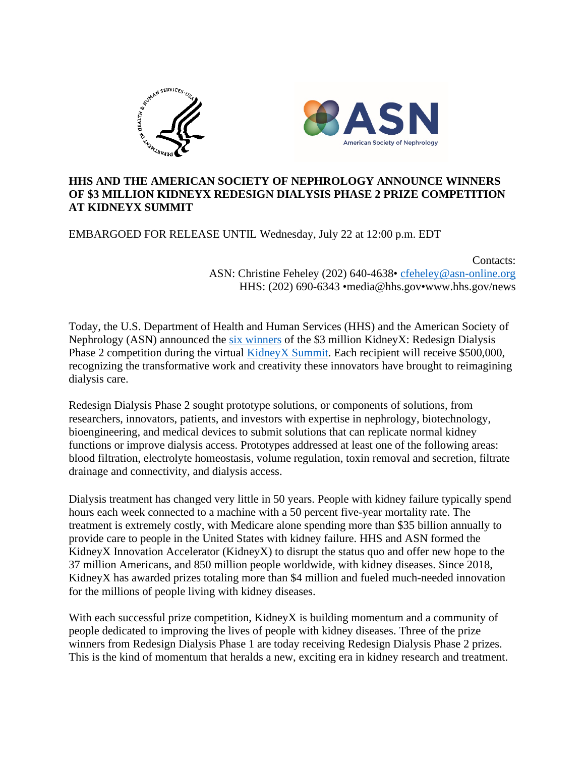**HHS AND THE AMERICAN SOCIETY OF NEPHROLOGY ANNOUNCE WINNERS OF $3 MILLION KIDNEYX REDESIGN DIALYSIS PHASE 2 PRIZE COMPETITION AT KIDNEYX SUMMIT**

EMBARGOED FOR RELEASE UNTIL Wednesday, July 22 at 12:00 p.m. EDT

Contacts:
ASN: Christine Feheley (202) 640-4638• cfeheley@asn-online.org
HHS: (202) 690-6343 •media@hhs.gov•www.hhs.gov/news

Today, the U.S. Department of Health and Human Services (HHS) and the American Society of Nephrology (ASN) announced the six winners of the $3 million KidneyX: Redesign Dialysis Phase 2 competition during the virtual KidneyX Summit. Each recipient will receive $500,000, recognizing the transformative work and creativity these innovators have brought to reimagining dialysis care.

Redesign Dialysis Phase 2 sought prototype solutions, or components of solutions, from researchers, innovators, patients, and investors with expertise in nephrology, biotechnology, bioengineering, and medical devices to submit solutions that can replicate normal kidney functions or improve dialysis access. Prototypes addressed at least one of the following areas: blood filtration, electrolyte homeostasis, volume regulation, toxin removal and secretion, filtrate drainage and connectivity, and dialysis access.

Dialysis treatment has changed very little in 50 years. People with kidney failure typically spend hours each week connected to a machine with a 50 percent five-year mortality rate. The treatment is extremely costly, with Medicare alone spending more than $35 billion annually to provide care to people in the United States with kidney failure. HHS and ASN formed the KidneyX Innovation Accelerator (KidneyX) to disrupt the status quo and offer new hope to the 37 million Americans, and 850 million people worldwide, with kidney diseases. Since 2018, KidneyX has awarded prizes totaling more than $4 million and fueled much-needed innovation for the millions of people living with kidney diseases.

With each successful prize competition, KidneyX is building momentum and a community of people dedicated to improving the lives of people with kidney diseases. Three of the prize winners from Redesign Dialysis Phase 1 are today receiving Redesign Dialysis Phase 2 prizes. This is the kind of momentum that heralds a new, exciting era in kidney research and treatment.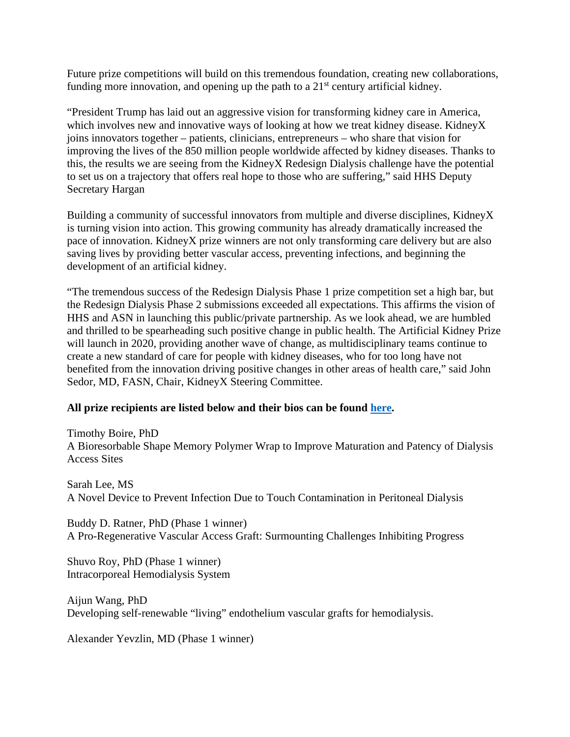Future prize competitions will build on this tremendous foundation, creating new collaborations, funding more innovation, and opening up the path to a 21st century artificial kidney.

"President Trump has laid out an aggressive vision for transforming kidney care in America, which involves new and innovative ways of looking at how we treat kidney disease. KidneyX joins innovators together – patients, clinicians, entrepreneurs – who share that vision for improving the lives of the 850 million people worldwide affected by kidney diseases. Thanks to this, the results we are seeing from the KidneyX Redesign Dialysis challenge have the potential to set us on a trajectory that offers real hope to those who are suffering," said HHS Deputy Secretary Hargan

Building a community of successful innovators from multiple and diverse disciplines, KidneyX is turning vision into action. This growing community has already dramatically increased the pace of innovation. KidneyX prize winners are not only transforming care delivery but are also saving lives by providing better vascular access, preventing infections, and beginning the development of an artificial kidney.

"The tremendous success of the Redesign Dialysis Phase 1 prize competition set a high bar, but the Redesign Dialysis Phase 2 submissions exceeded all expectations. This affirms the vision of HHS and ASN in launching this public/private partnership. As we look ahead, we are humbled and thrilled to be spearheading such positive change in public health. The Artificial Kidney Prize will launch in 2020, providing another wave of change, as multidisciplinary teams continue to create a new standard of care for people with kidney diseases, who for too long have not benefited from the innovation driving positive changes in other areas of health care," said John Sedor, MD, FASN, Chair, KidneyX Steering Committee.

**All prize recipients are listed below and their bios can be found here.**

Timothy Boire, PhD
A Bioresorbable Shape Memory Polymer Wrap to Improve Maturation and Patency of Dialysis Access Sites

Sarah Lee, MS
A Novel Device to Prevent Infection Due to Touch Contamination in Peritoneal Dialysis

Buddy D. Ratner, PhD (Phase 1 winner)
A Pro-Regenerative Vascular Access Graft: Surmounting Challenges Inhibiting Progress

Shuvo Roy, PhD (Phase 1 winner)
Intracorporeal Hemodialysis System

Aijun Wang, PhD
Developing self-renewable "living" endothelium vascular grafts for hemodialysis.

Alexander Yevzlin, MD (Phase 1 winner)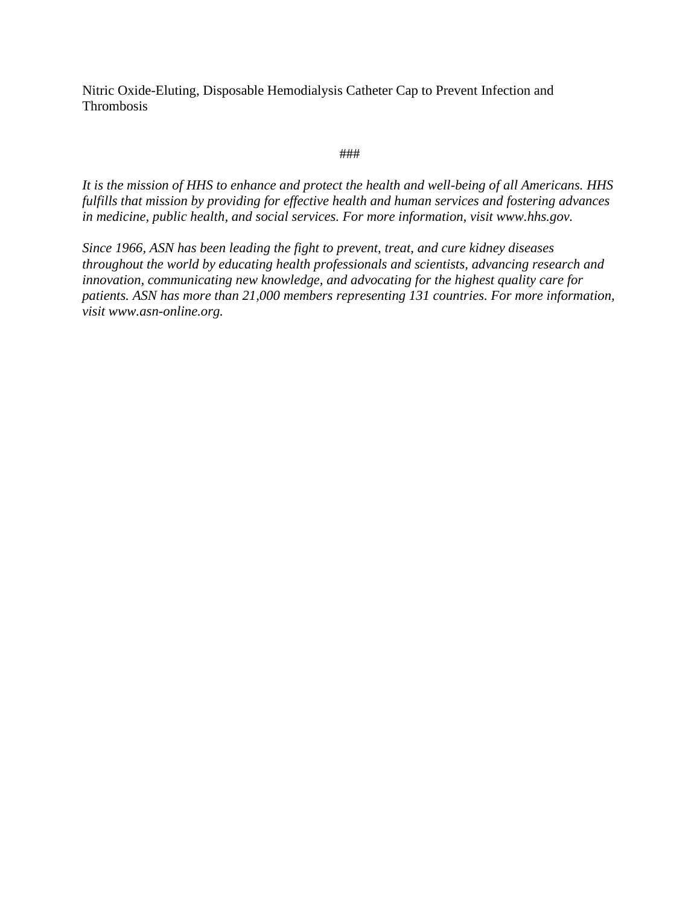Nitric Oxide-Eluting, Disposable Hemodialysis Catheter Cap to Prevent Infection and Thrombosis

###

*It is the mission of HHS to enhance and protect the health and well-being of all Americans. HHS fulfills that mission by providing for effective health and human services and fostering advances in medicine, public health, and social services. For more information, visit www.hhs.gov.*

*Since 1966, ASN has been leading the fight to prevent, treat, and cure kidney diseases throughout the world by educating health professionals and scientists, advancing research and innovation, communicating new knowledge, and advocating for the highest quality care for patients. ASN has more than 21,000 members representing 131 countries. For more information, visit www.asn-online.org.*